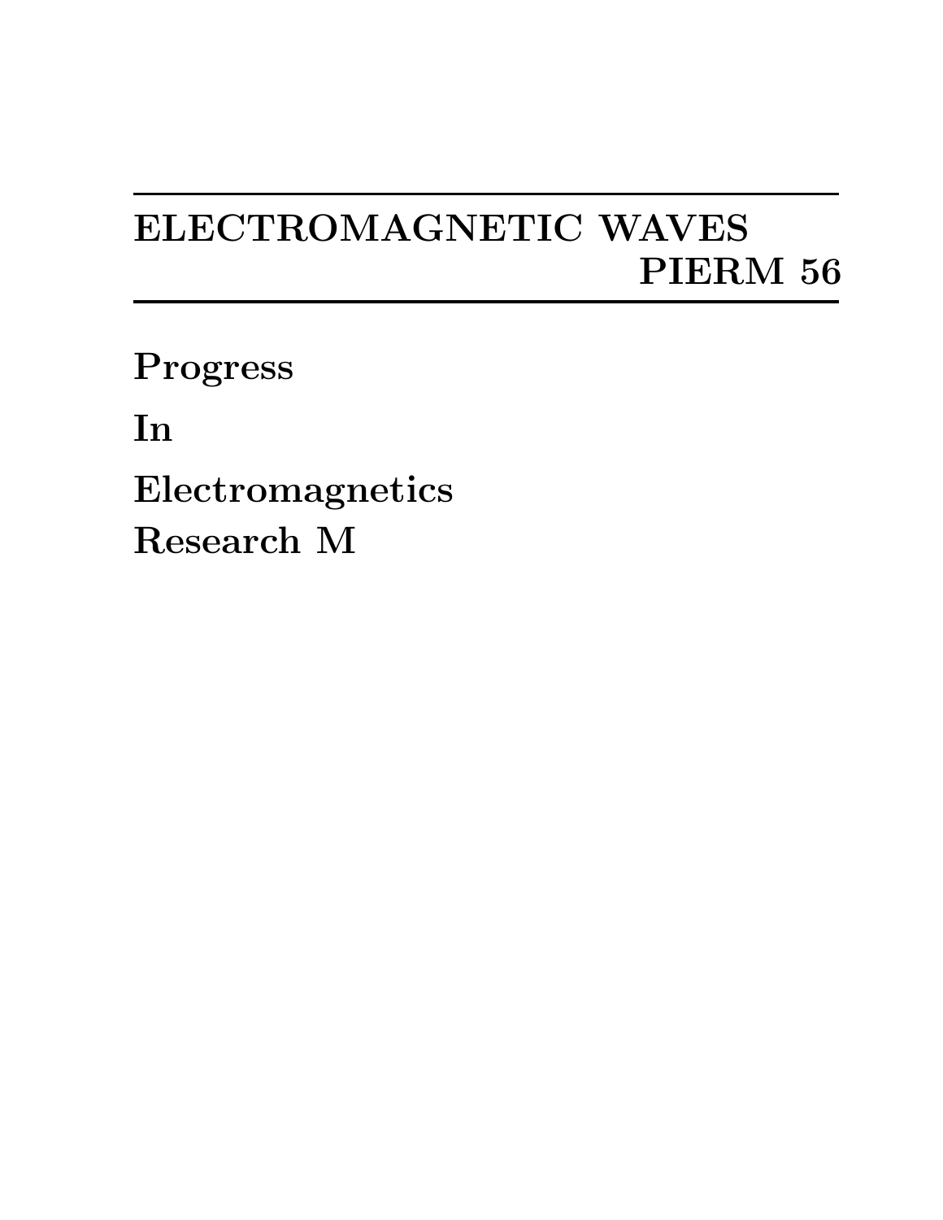# ELECTROMAGNETIC WAVES

## PIERM 56

**Progress**

**In**

**Electromagnetics**

**Research M**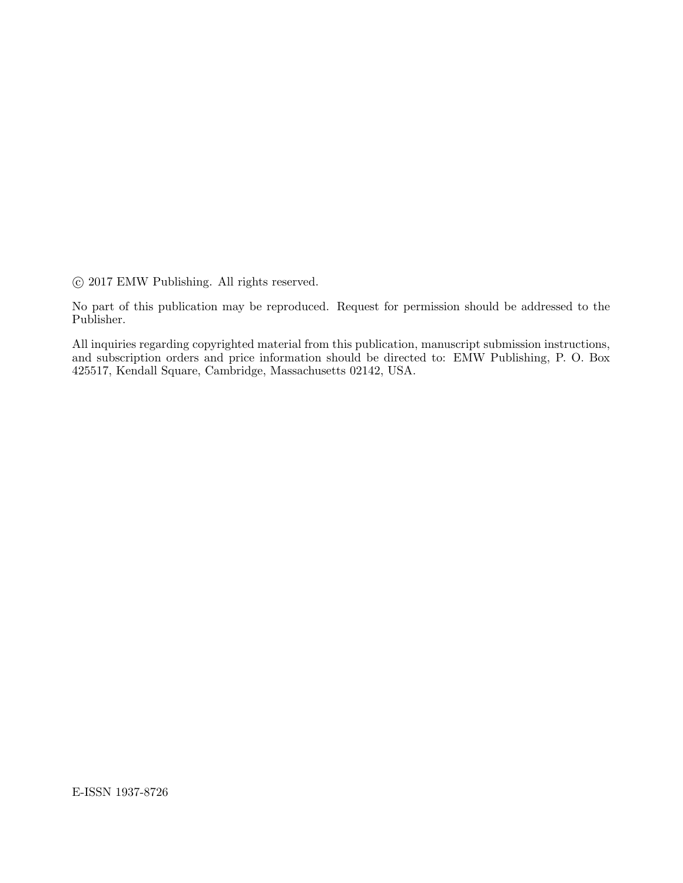© 2017 EMW Publishing. All rights reserved.

No part of this publication may be reproduced. Request for permission should be addressed to the Publisher.

All inquiries regarding copyrighted material from this publication, manuscript submission instructions, and subscription orders and price information should be directed to: EMW Publishing, P. O. Box 425517, Kendall Square, Cambridge, Massachusetts 02142, USA.

E-ISSN 1937-8726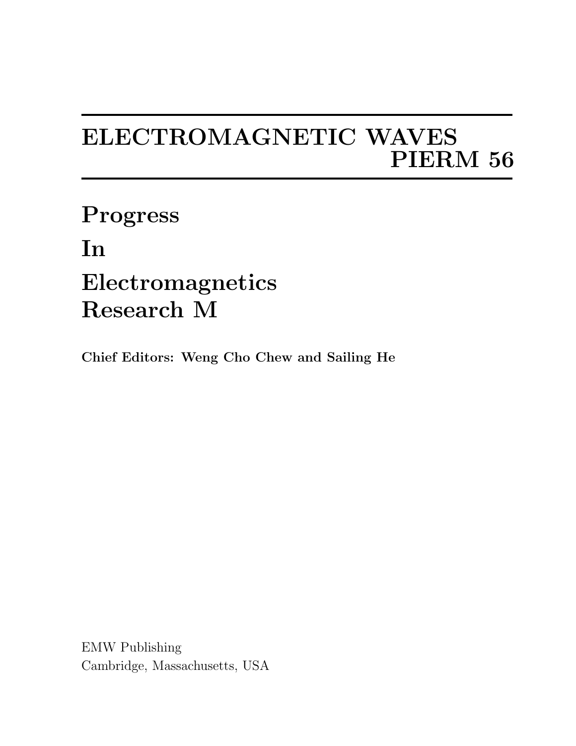# ELECTROMAGNETIC WAVES
# PIERM 56

# Progress
# In
# Electromagnetics
# Research M

**Chief Editors: Weng Cho Chew and Sailing He**

EMW Publishing
Cambridge, Massachusetts, USA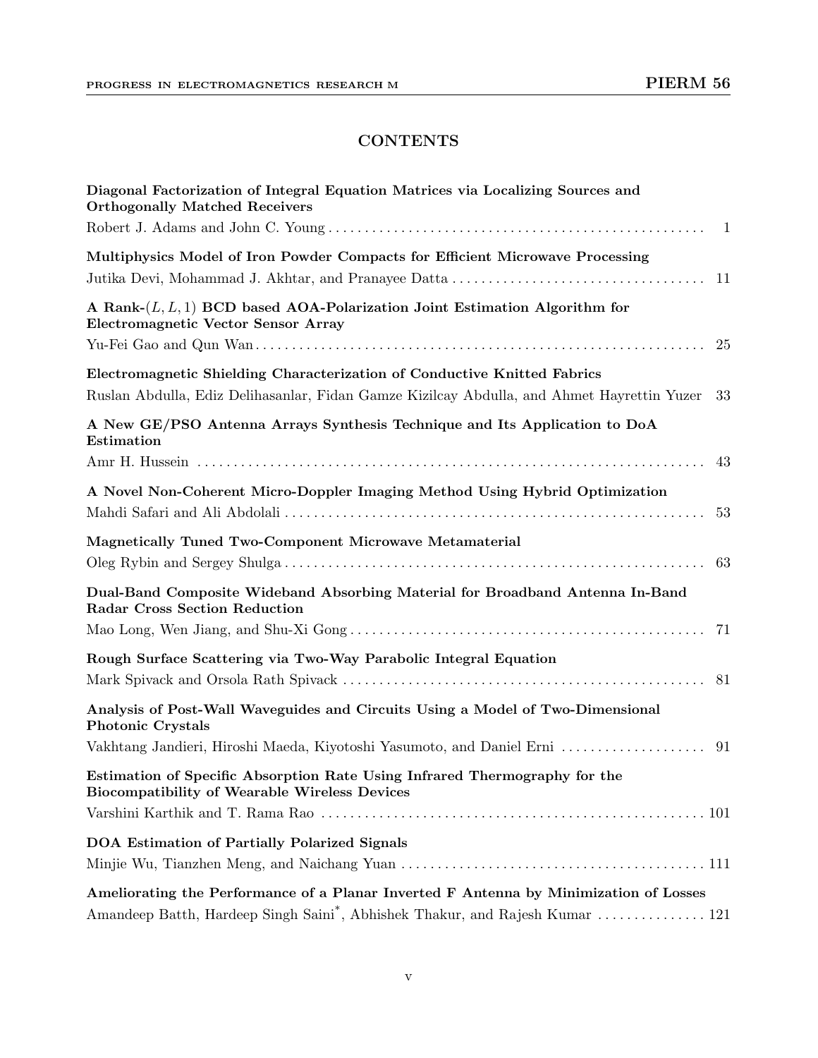# CONTENTS

**Diagonal Factorization of Integral Equation Matrices via Localizing Sources and Orthogonally Matched Receivers**
Robert J. Adams and John C. Young ........ 1

**Multiphysics Model of Iron Powder Compacts for Efficient Microwave Processing**
Jutika Devi, Mohammad J. Akhtar, and Pranayee Datta ........ 11

**A Rank-$(L, L, 1)$ BCD based AOA-Polarization Joint Estimation Algorithm for Electromagnetic Vector Sensor Array**
Yu-Fei Gao and Qun Wan ........ 25

**Electromagnetic Shielding Characterization of Conductive Knitted Fabrics**
Ruslan Abdulla, Ediz Delihasanlar, Fidan Gamze Kizilcay Abdulla, and Ahmet Hayrettin Yuzer 33

**A New GE/PSO Antenna Arrays Synthesis Technique and Its Application to DoA Estimation**
Amr H. Hussein ........ 43

**A Novel Non-Coherent Micro-Doppler Imaging Method Using Hybrid Optimization**
Mahdi Safari and Ali Abdolali ........ 53

**Magnetically Tuned Two-Component Microwave Metamaterial**
Oleg Rybin and Sergey Shulga ........ 63

**Dual-Band Composite Wideband Absorbing Material for Broadband Antenna In-Band Radar Cross Section Reduction**
Mao Long, Wen Jiang, and Shu-Xi Gong ........ 71

**Rough Surface Scattering via Two-Way Parabolic Integral Equation**
Mark Spivack and Orsola Rath Spivack ........ 81

**Analysis of Post-Wall Waveguides and Circuits Using a Model of Two-Dimensional Photonic Crystals**
Vakhtang Jandieri, Hiroshi Maeda, Kiyotoshi Yasumoto, and Daniel Erni ........ 91

**Estimation of Specific Absorption Rate Using Infrared Thermography for the Biocompatibility of Wearable Wireless Devices**
Varshini Karthik and T. Rama Rao ........ 101

**DOA Estimation of Partially Polarized Signals**
Minjie Wu, Tianzhen Meng, and Naichang Yuan ........ 111

**Ameliorating the Performance of a Planar Inverted F Antenna by Minimization of Losses**
Amandeep Batth, Hardeep Singh Saini*, Abhishek Thakur, and Rajesh Kumar ........ 121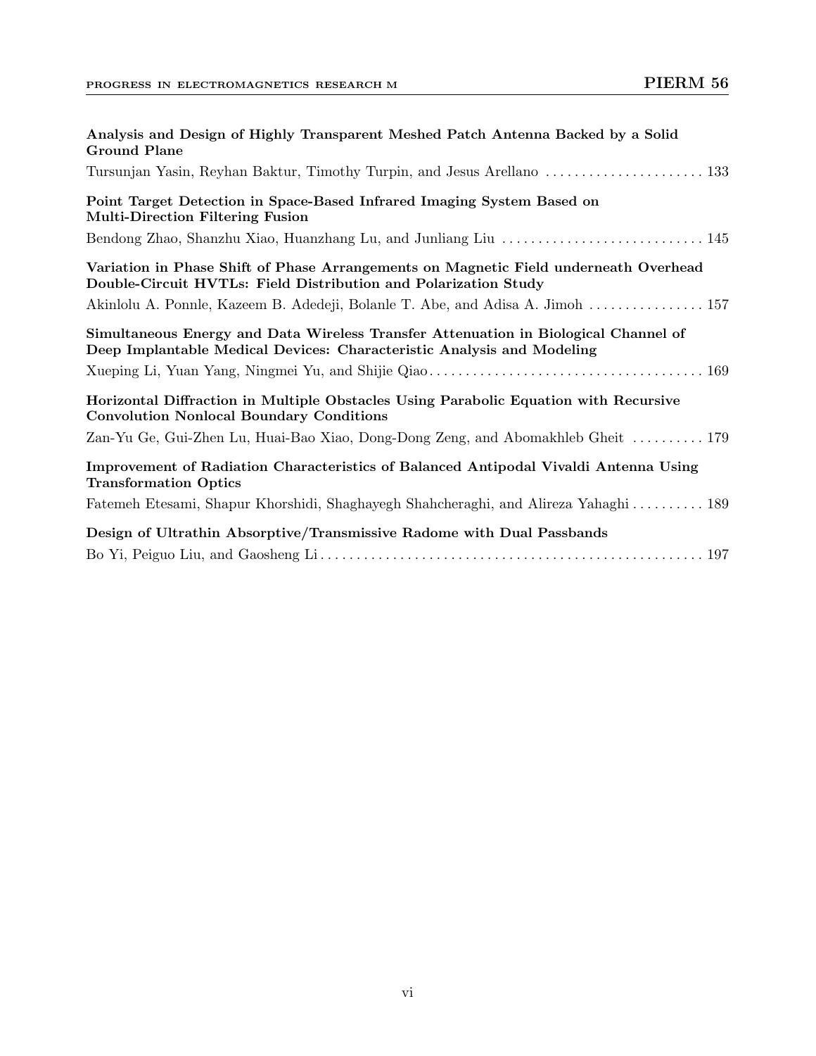**Analysis and Design of Highly Transparent Meshed Patch Antenna Backed by a Solid Ground Plane**

Tursunjan Yasin, Reyhan Baktur, Timothy Turpin, and Jesus Arellano . . . . . . . . . . . . . . . . . . . . . . 133

**Point Target Detection in Space-Based Infrared Imaging System Based on Multi-Direction Filtering Fusion**

Bendong Zhao, Shanzhu Xiao, Huanzhang Lu, and Junliang Liu . . . . . . . . . . . . . . . . . . . . . . . . . . . . 145

**Variation in Phase Shift of Phase Arrangements on Magnetic Field underneath Overhead Double-Circuit HVTLs: Field Distribution and Polarization Study**

Akinlolu A. Ponnle, Kazeem B. Adedeji, Bolanle T. Abe, and Adisa A. Jimoh . . . . . . . . . . . . . . . . 157

**Simultaneous Energy and Data Wireless Transfer Attenuation in Biological Channel of Deep Implantable Medical Devices: Characteristic Analysis and Modeling**

Xueping Li, Yuan Yang, Ningmei Yu, and Shijie Qiao . . . . . . . . . . . . . . . . . . . . . . . . . . . . . . . . . . . . . . 169

**Horizontal Diffraction in Multiple Obstacles Using Parabolic Equation with Recursive Convolution Nonlocal Boundary Conditions**

Zan-Yu Ge, Gui-Zhen Lu, Huai-Bao Xiao, Dong-Dong Zeng, and Abomakhleb Gheit . . . . . . . . . . 179

**Improvement of Radiation Characteristics of Balanced Antipodal Vivaldi Antenna Using Transformation Optics**

Fatemeh Etesami, Shapur Khorshidi, Shaghayegh Shahcheraghi, and Alireza Yahaghi . . . . . . . . . . 189

**Design of Ultrathin Absorptive/Transmissive Radome with Dual Passbands**

Bo Yi, Peiguo Liu, and Gaosheng Li . . . . . . . . . . . . . . . . . . . . . . . . . . . . . . . . . . . . . . . . . . . . . . . . . . . . . 197